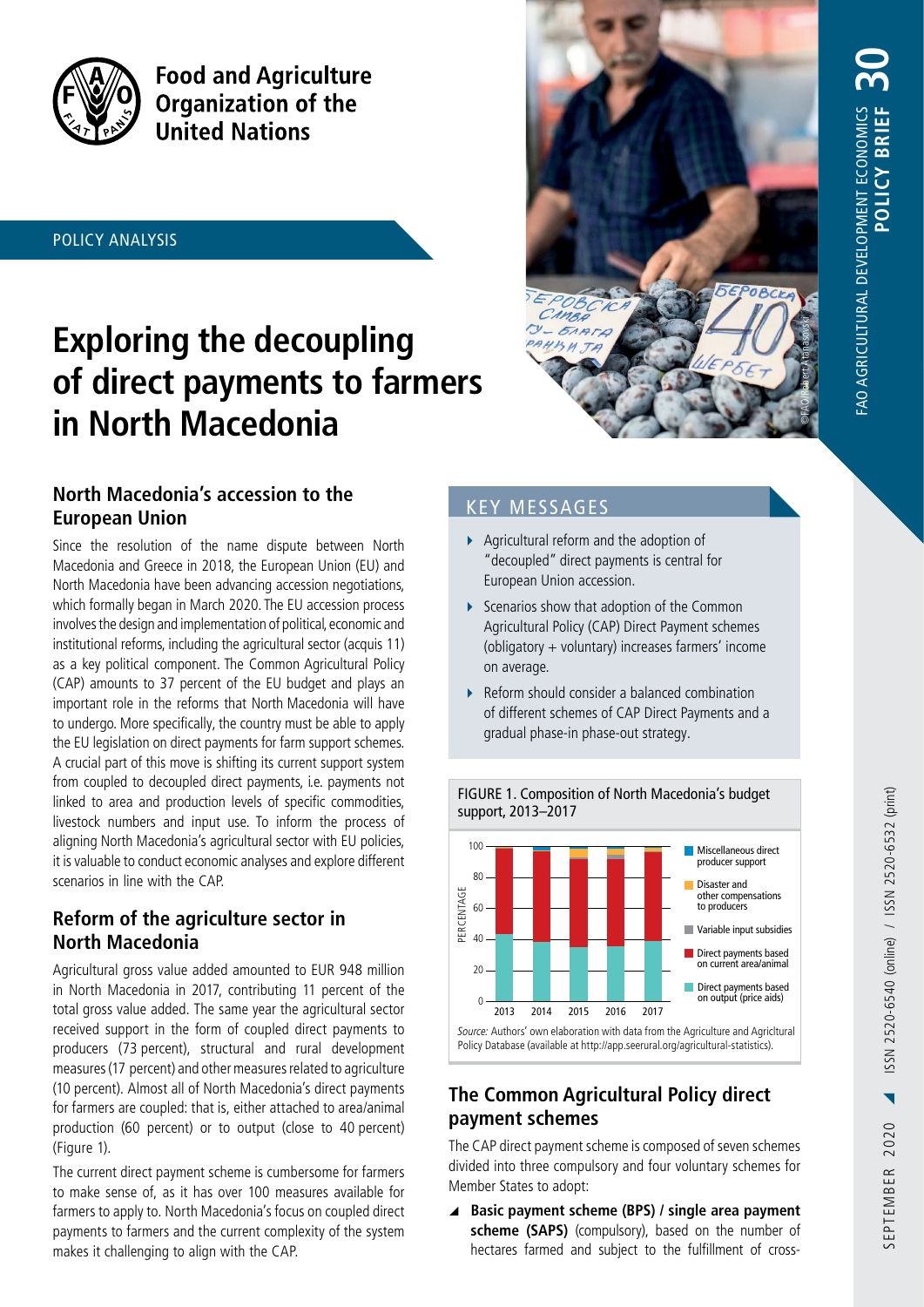Food and Agriculture Organization of the United Nations

POLICY ANALYSIS

FAO AGRICULTURAL DEVELOPMENT ECONOMICS **POLICY BRIEF 30**

SEPTEMBER 2020 / ISSN 2520-6540 (online) / ISSN 2520-6532 (print)

# Exploring the decoupling of direct payments to farmers in North Macedonia

## North Macedonia's accession to the European Union

Since the resolution of the name dispute between North Macedonia and Greece in 2018, the European Union (EU) and North Macedonia have been advancing accession negotiations, which formally began in March 2020. The EU accession process involves the design and implementation of political, economic and institutional reforms, including the agricultural sector (acquis 11) as a key political component. The Common Agricultural Policy (CAP) amounts to 37 percent of the EU budget and plays an important role in the reforms that North Macedonia will have to undergo. More specifically, the country must be able to apply the EU legislation on direct payments for farm support schemes. A crucial part of this move is shifting its current support system from coupled to decoupled direct payments, i.e. payments not linked to area and production levels of specific commodities, livestock numbers and input use. To inform the process of aligning North Macedonia's agricultural sector with EU policies, it is valuable to conduct economic analyses and explore different scenarios in line with the CAP.

## Reform of the agriculture sector in North Macedonia

Agricultural gross value added amounted to EUR 948 million in North Macedonia in 2017, contributing 11 percent of the total gross value added. The same year the agricultural sector received support in the form of coupled direct payments to producers (73 percent), structural and rural development measures (17 percent) and other measures related to agriculture (10 percent). Almost all of North Macedonia's direct payments for farmers are coupled: that is, either attached to area/animal production (60 percent) or to output (close to 40 percent) (Figure 1).

The current direct payment scheme is cumbersome for farmers to make sense of, as it has over 100 measures available for farmers to apply to. North Macedonia's focus on coupled direct payments to farmers and the current complexity of the system makes it challenging to align with the CAP.

## KEY MESSAGES

- Agricultural reform and the adoption of "decoupled" direct payments is central for European Union accession.
- Scenarios show that adoption of the Common Agricultural Policy (CAP) Direct Payment schemes (obligatory + voluntary) increases farmers' income on average.
- Reform should consider a balanced combination of different schemes of CAP Direct Payments and a gradual phase-in phase-out strategy.

FIGURE 1. Composition of North Macedonia's budget support, 2013–2017

PERCENTAGE
100
80
60
40
20
0
2013
2014
2015
2016
2017

Miscellaneous direct producer support
Disaster and other compensations to producers
Variable input subsidies
Direct payments based on current area/animal
Direct payments based on output (price aids)

*Source:* Authors' own elaboration with data from the Agriculture and Agricltural Policy Database (available at http://app.seerural.org/agricultural-statistics).

## The Common Agricultural Policy direct payment schemes

The CAP direct payment scheme is composed of seven schemes divided into three compulsory and four voluntary schemes for Member States to adopt:

- **Basic payment scheme (BPS) / single area payment scheme (SAPS)** (compulsory), based on the number of hectares farmed and subject to the fulfillment of cross-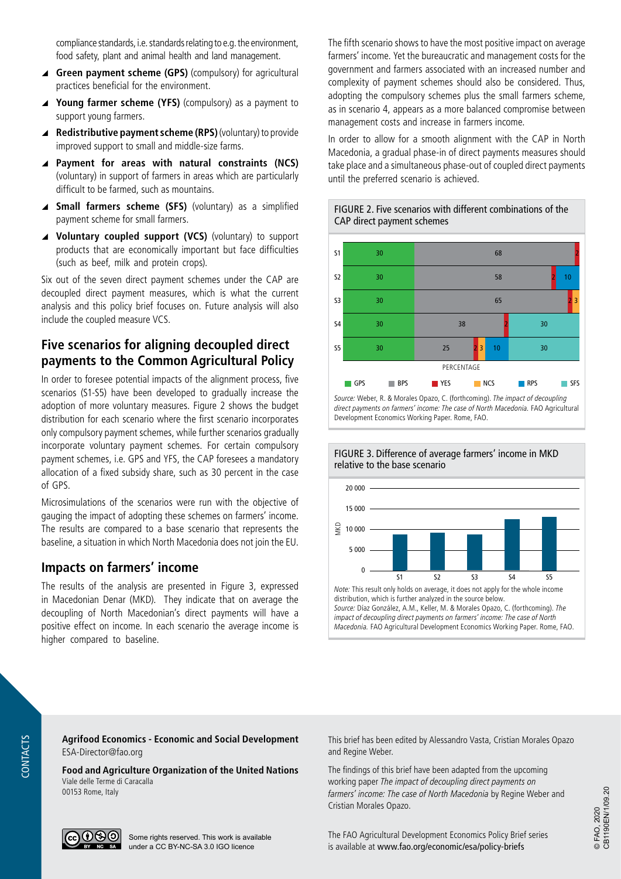compliance standards, i.e. standards relating to e.g. the environment, food safety, plant and animal health and land management.

- **Green payment scheme (GPS)** (compulsory) for agricultural practices beneficial for the environment.
- **Young farmer scheme (YFS)** (compulsory) as a payment to support young farmers.
- **Redistributive payment scheme (RPS)** (voluntary) to provide improved support to small and middle-size farms.
- **Payment for areas with natural constraints (NCS)** (voluntary) in support of farmers in areas which are particularly difficult to be farmed, such as mountains.
- **Small farmers scheme (SFS)** (voluntary) as a simplified payment scheme for small farmers.
- **Voluntary coupled support (VCS)** (voluntary) to support products that are economically important but face difficulties (such as beef, milk and protein crops).

Six out of the seven direct payment schemes under the CAP are decoupled direct payment measures, which is what the current analysis and this policy brief focuses on. Future analysis will also include the coupled measure VCS.

## Five scenarios for aligning decoupled direct payments to the Common Agricultural Policy

In order to foresee potential impacts of the alignment process, five scenarios (S1-S5) have been developed to gradually increase the adoption of more voluntary measures. Figure 2 shows the budget distribution for each scenario where the first scenario incorporates only compulsory payment schemes, while further scenarios gradually incorporate voluntary payment schemes. For certain compulsory payment schemes, i.e. GPS and YFS, the CAP foresees a mandatory allocation of a fixed subsidy share, such as 30 percent in the case of GPS.

Microsimulations of the scenarios were run with the objective of gauging the impact of adopting these schemes on farmers' income. The results are compared to a base scenario that represents the baseline, a situation in which North Macedonia does not join the EU.

## Impacts on farmers' income

The results of the analysis are presented in Figure 3, expressed in Macedonian Denar (MKD). They indicate that on average the decoupling of North Macedonian's direct payments will have a positive effect on income. In each scenario the average income is higher compared to baseline.

The fifth scenario shows to have the most positive impact on average farmers' income. Yet the bureaucratic and management costs for the government and farmers associated with an increased number and complexity of payment schemes should also be considered. Thus, adopting the compulsory schemes plus the small farmers scheme, as in scenario 4, appears as a more balanced compromise between management costs and increase in farmers income.

In order to allow for a smooth alignment with the CAP in North Macedonia, a gradual phase-in of direct payments measures should take place and a simultaneous phase-out of coupled direct payments until the preferred scenario is achieved.

FIGURE 2. Five scenarios with different combinations of the CAP direct payment schemes

S1: 30, 68, 2
S2: 30, 58, 2, 10
S3: 30, 65, 2, 3
S4: 30, 38, 2, 30
S5: 30, 25, 2, 3, 10, 30

PERCENTAGE

GPS BPS YES NCS RPS SFS

*Source:* Weber, R. & Morales Opazo, C. (forthcoming). *The impact of decoupling direct payments on farmers' income: The case of North Macedonia.* FAO Agricultural Development Economics Working Paper. Rome, FAO.

FIGURE 3. Difference of average farmers' income in MKD relative to the base scenario

MKD
20 000
15 000
10 000
5 000
0
S1 S2 S3 S4 S5

*Note:* This result only holds on average, it does not apply for the whole income distribution, which is further analyzed in the source below.
*Source:* Díaz González, A.M., Keller, M. & Morales Opazo, C. (forthcoming). *The impact of decoupling direct payments on farmers' income: The case of North Macedonia.* FAO Agricultural Development Economics Working Paper. Rome, FAO.

CONTACTS

**Agrifood Economics - Economic and Social Development**
ESA-Director@fao.org

**Food and Agriculture Organization of the United Nations**
Viale delle Terme di Caracalla
00153 Rome, Italy

Some rights reserved. This work is available under a CC BY-NC-SA 3.0 IGO licence

This brief has been edited by Alessandro Vasta, Cristian Morales Opazo and Regine Weber.

The findings of this brief have been adapted from the upcoming working paper *The impact of decoupling direct payments on farmers' income: The case of North Macedonia* by Regine Weber and Cristian Morales Opazo.

The FAO Agricultural Development Economics Policy Brief series is available at www.fao.org/economic/esa/policy-briefs

© FAO, 2020
CB1190EN/1/09.20